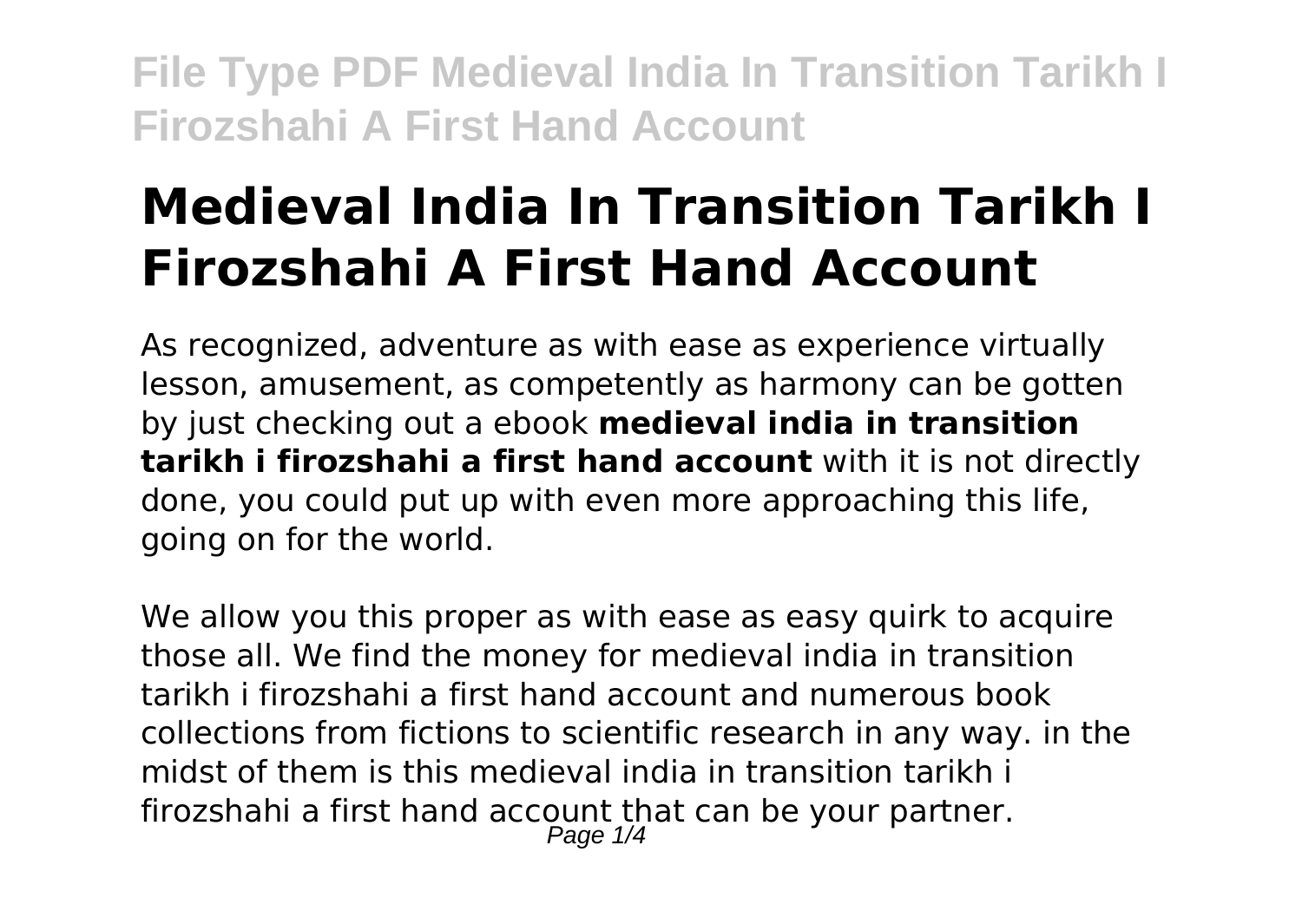# Medieval India In Transition Tarikh I Firozshahi A First Hand Account

As recognized, adventure as with ease as experience virtually lesson, amusement, as competently as harmony can be gotten by just checking out a ebook **medieval india in transition tarikh i firozshahi a first hand account** with it is not directly done, you could put up with even more approaching this life, going on for the world.

We allow you this proper as with ease as easy quirk to acquire those all. We find the money for medieval india in transition tarikh i firozshahi a first hand account and numerous book collections from fictions to scientific research in any way. in the midst of them is this medieval india in transition tarikh i firozshahi a first hand account that can be your partner.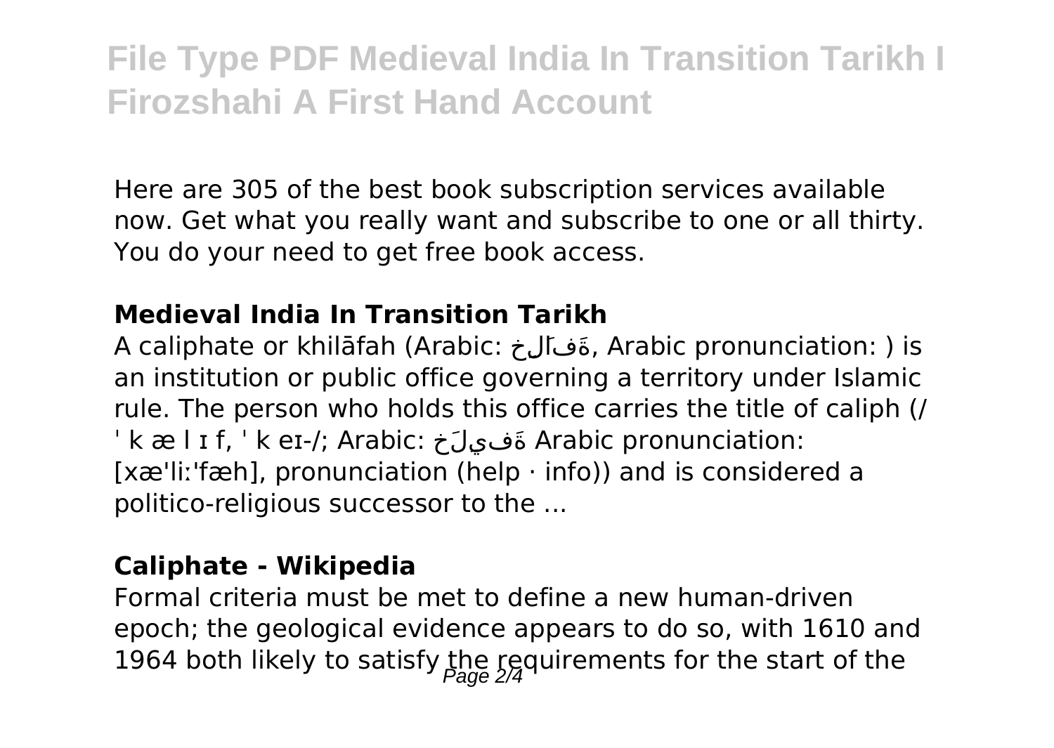Here are 305 of the best book subscription services available now. Get what you really want and subscribe to one or all thirty. You do your need to get free book access.

### Medieval India In Transition Tarikh

A caliphate or khilāfah (Arabic: خِلَافَة, Arabic pronunciation: ) is an institution or public office governing a territory under Islamic rule. The person who holds this office carries the title of caliph (/ ˈ k æ l ɪ f, ˈ k eɪ-/; Arabic: خَلِيفَة Arabic pronunciation: [xæˈliːˈfæh], pronunciation (help · info)) and is considered a politico-religious successor to the ...

### Caliphate - Wikipedia

Formal criteria must be met to define a new human-driven epoch; the geological evidence appears to do so, with 1610 and 1964 both likely to satisfy the requirements for the start of the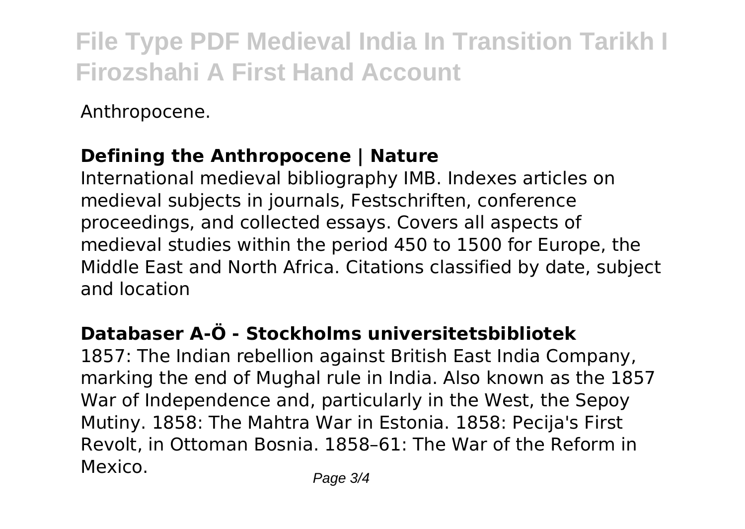Anthropocene.

**Defining the Anthropocene | Nature**

International medieval bibliography IMB. Indexes articles on medieval subjects in journals, Festschriften, conference proceedings, and collected essays. Covers all aspects of medieval studies within the period 450 to 1500 for Europe, the Middle East and North Africa. Citations classified by date, subject and location

**Databaser A-Ö - Stockholms universitetsbibliotek**

1857: The Indian rebellion against British East India Company, marking the end of Mughal rule in India. Also known as the 1857 War of Independence and, particularly in the West, the Sepoy Mutiny. 1858: The Mahtra War in Estonia. 1858: Pecija's First Revolt, in Ottoman Bosnia. 1858–61: The War of the Reform in Mexico.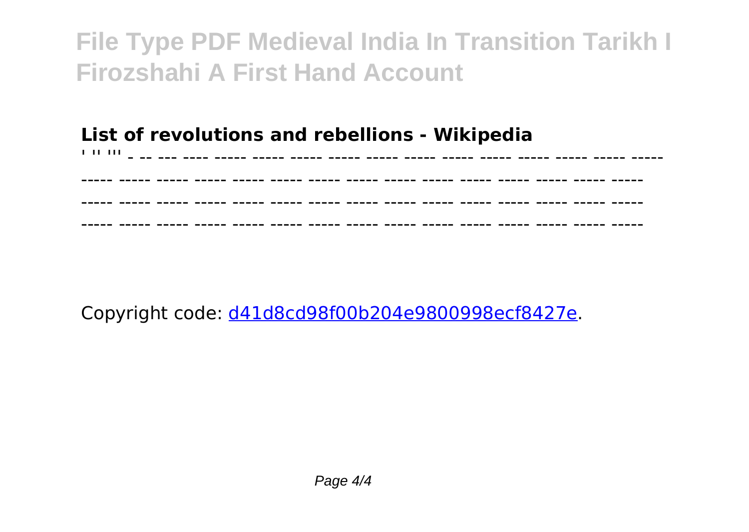## List of revolutions and rebellions - Wikipedia

' '' ''' - -- --- ---- ----- ----- ----- ----- ----- ----- ----- ----- ----- ----- ----- ----- -----
----- ----- ----- ----- ----- ----- ----- ----- ----- ----- ----- ----- ----- ----- -----
----- ----- ----- ----- ----- ----- ----- ----- ----- ----- ----- ----- ----- ----- -----
----- ----- ----- ----- ----- ----- ----- ----- ----- ----- ----- ----- ----- ----- -----

Copyright code: [d41d8cd98f00b204e9800998ecf8427e](d41d8cd98f00b204e9800998ecf8427e).